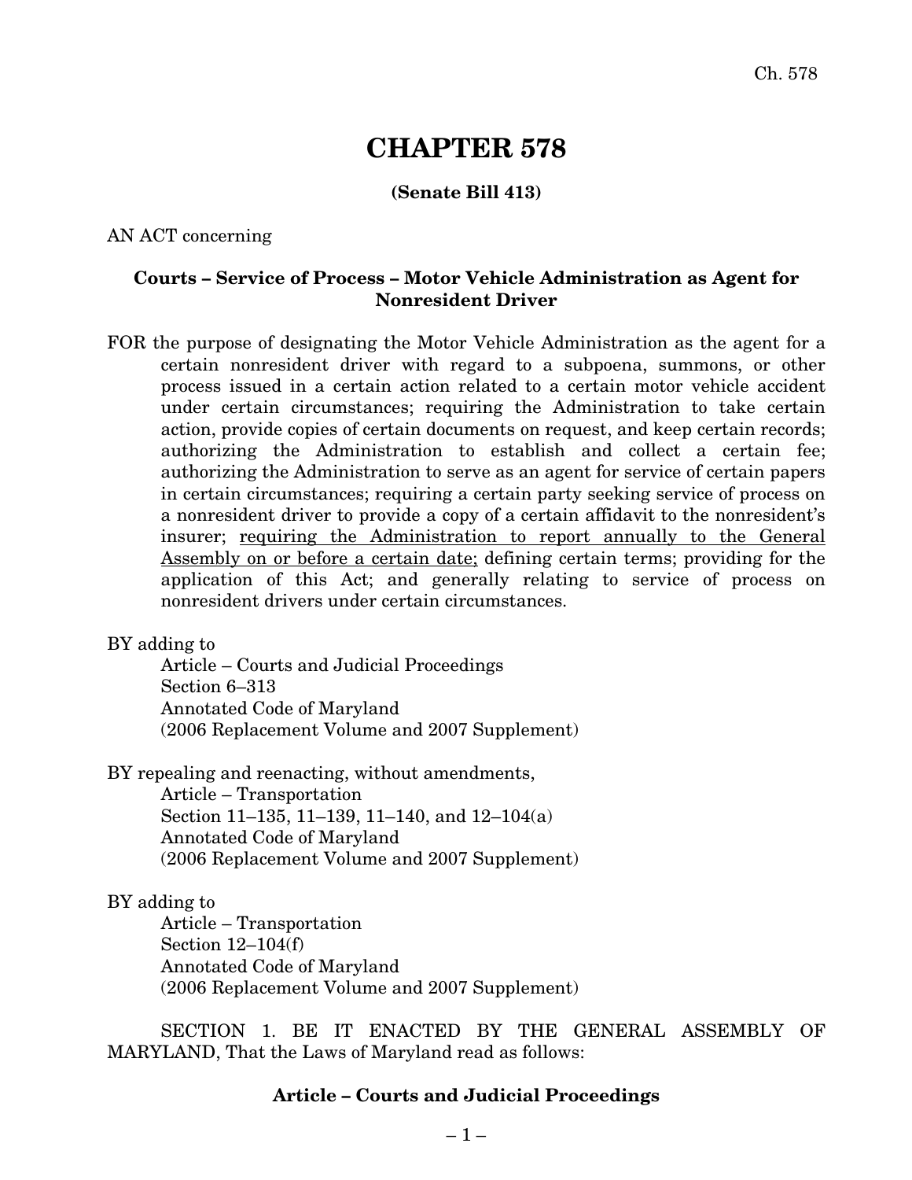# CHAPTER 578

**(Senate Bill 413)**

AN ACT concerning

**Courts – Service of Process – Motor Vehicle Administration as Agent for Nonresident Driver**

FOR the purpose of designating the Motor Vehicle Administration as the agent for a certain nonresident driver with regard to a subpoena, summons, or other process issued in a certain action related to a certain motor vehicle accident under certain circumstances; requiring the Administration to take certain action, provide copies of certain documents on request, and keep certain records; authorizing the Administration to establish and collect a certain fee; authorizing the Administration to serve as an agent for service of certain papers in certain circumstances; requiring a certain party seeking service of process on a nonresident driver to provide a copy of a certain affidavit to the nonresident's insurer; <u>requiring the Administration to report annually to the General Assembly on or before a certain date;</u> defining certain terms; providing for the application of this Act; and generally relating to service of process on nonresident drivers under certain circumstances.

BY adding to
Article – Courts and Judicial Proceedings
Section 6–313
Annotated Code of Maryland
(2006 Replacement Volume and 2007 Supplement)

BY repealing and reenacting, without amendments,
Article – Transportation
Section 11–135, 11–139, 11–140, and 12–104(a)
Annotated Code of Maryland
(2006 Replacement Volume and 2007 Supplement)

BY adding to
Article – Transportation
Section 12–104(f)
Annotated Code of Maryland
(2006 Replacement Volume and 2007 Supplement)

SECTION 1. BE IT ENACTED BY THE GENERAL ASSEMBLY OF MARYLAND, That the Laws of Maryland read as follows:

**Article – Courts and Judicial Proceedings**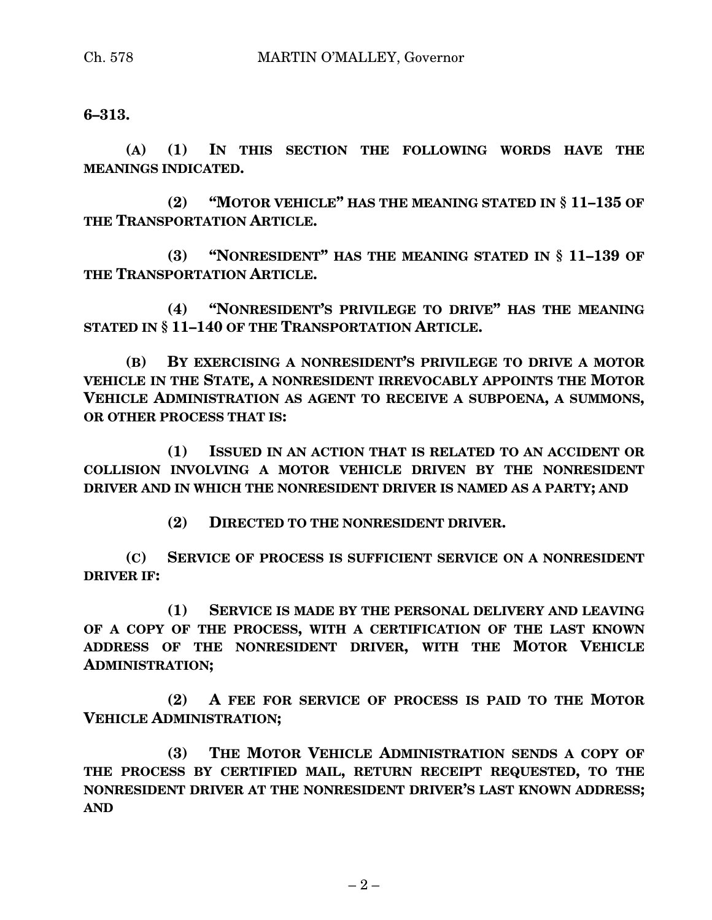**6–313.**

**(A) (1) IN THIS SECTION THE FOLLOWING WORDS HAVE THE MEANINGS INDICATED.**

**(2) "MOTOR VEHICLE" HAS THE MEANING STATED IN § 11–135 OF THE TRANSPORTATION ARTICLE.**

**(3) "NONRESIDENT" HAS THE MEANING STATED IN § 11–139 OF THE TRANSPORTATION ARTICLE.**

**(4) "NONRESIDENT'S PRIVILEGE TO DRIVE" HAS THE MEANING STATED IN § 11–140 OF THE TRANSPORTATION ARTICLE.**

**(B) BY EXERCISING A NONRESIDENT'S PRIVILEGE TO DRIVE A MOTOR VEHICLE IN THE STATE, A NONRESIDENT IRREVOCABLY APPOINTS THE MOTOR VEHICLE ADMINISTRATION AS AGENT TO RECEIVE A SUBPOENA, A SUMMONS, OR OTHER PROCESS THAT IS:**

**(1) ISSUED IN AN ACTION THAT IS RELATED TO AN ACCIDENT OR COLLISION INVOLVING A MOTOR VEHICLE DRIVEN BY THE NONRESIDENT DRIVER AND IN WHICH THE NONRESIDENT DRIVER IS NAMED AS A PARTY; AND**

**(2) DIRECTED TO THE NONRESIDENT DRIVER.**

**(C) SERVICE OF PROCESS IS SUFFICIENT SERVICE ON A NONRESIDENT DRIVER IF:**

**(1) SERVICE IS MADE BY THE PERSONAL DELIVERY AND LEAVING OF A COPY OF THE PROCESS, WITH A CERTIFICATION OF THE LAST KNOWN ADDRESS OF THE NONRESIDENT DRIVER, WITH THE MOTOR VEHICLE ADMINISTRATION;**

**(2) A FEE FOR SERVICE OF PROCESS IS PAID TO THE MOTOR VEHICLE ADMINISTRATION;**

**(3) THE MOTOR VEHICLE ADMINISTRATION SENDS A COPY OF THE PROCESS BY CERTIFIED MAIL, RETURN RECEIPT REQUESTED, TO THE NONRESIDENT DRIVER AT THE NONRESIDENT DRIVER'S LAST KNOWN ADDRESS; AND**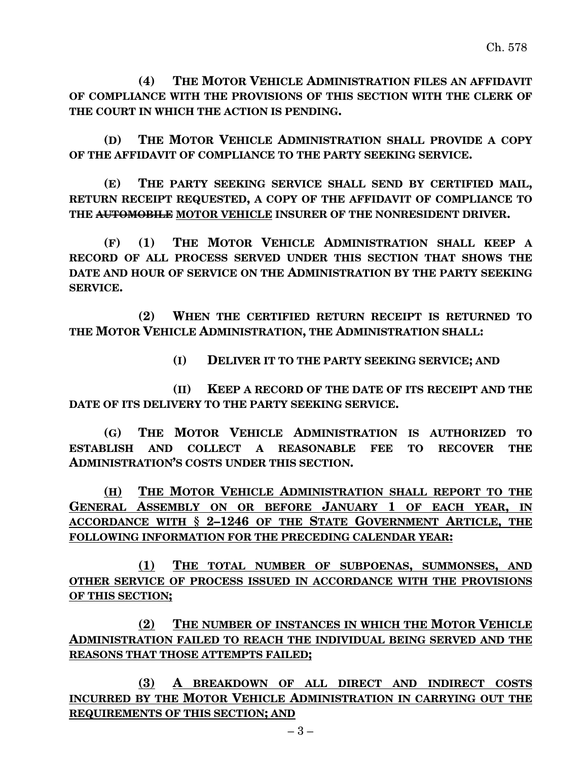**(4) THE MOTOR VEHICLE ADMINISTRATION FILES AN AFFIDAVIT OF COMPLIANCE WITH THE PROVISIONS OF THIS SECTION WITH THE CLERK OF THE COURT IN WHICH THE ACTION IS PENDING.**

**(D) THE MOTOR VEHICLE ADMINISTRATION SHALL PROVIDE A COPY OF THE AFFIDAVIT OF COMPLIANCE TO THE PARTY SEEKING SERVICE.**

**(E) THE PARTY SEEKING SERVICE SHALL SEND BY CERTIFIED MAIL, RETURN RECEIPT REQUESTED, A COPY OF THE AFFIDAVIT OF COMPLIANCE TO THE ~~AUTOMOBILE~~ <u>MOTOR VEHICLE</u> INSURER OF THE NONRESIDENT DRIVER.**

**(F) (1) THE MOTOR VEHICLE ADMINISTRATION SHALL KEEP A RECORD OF ALL PROCESS SERVED UNDER THIS SECTION THAT SHOWS THE DATE AND HOUR OF SERVICE ON THE ADMINISTRATION BY THE PARTY SEEKING SERVICE.**

**(2) WHEN THE CERTIFIED RETURN RECEIPT IS RETURNED TO THE MOTOR VEHICLE ADMINISTRATION, THE ADMINISTRATION SHALL:**

**(I) DELIVER IT TO THE PARTY SEEKING SERVICE; AND**

**(II) KEEP A RECORD OF THE DATE OF ITS RECEIPT AND THE DATE OF ITS DELIVERY TO THE PARTY SEEKING SERVICE.**

**(G) THE MOTOR VEHICLE ADMINISTRATION IS AUTHORIZED TO ESTABLISH AND COLLECT A REASONABLE FEE TO RECOVER THE ADMINISTRATION'S COSTS UNDER THIS SECTION.**

**<u>(H) THE MOTOR VEHICLE ADMINISTRATION SHALL REPORT TO THE GENERAL ASSEMBLY ON OR BEFORE JANUARY 1 OF EACH YEAR, IN ACCORDANCE WITH § 2–1246 OF THE STATE GOVERNMENT ARTICLE, THE FOLLOWING INFORMATION FOR THE PRECEDING CALENDAR YEAR:</u>**

**<u>(1) THE TOTAL NUMBER OF SUBPOENAS, SUMMONSES, AND OTHER SERVICE OF PROCESS ISSUED IN ACCORDANCE WITH THE PROVISIONS OF THIS SECTION;</u>**

**<u>(2) THE NUMBER OF INSTANCES IN WHICH THE MOTOR VEHICLE ADMINISTRATION FAILED TO REACH THE INDIVIDUAL BEING SERVED AND THE REASONS THAT THOSE ATTEMPTS FAILED;</u>**

**<u>(3) A BREAKDOWN OF ALL DIRECT AND INDIRECT COSTS INCURRED BY THE MOTOR VEHICLE ADMINISTRATION IN CARRYING OUT THE REQUIREMENTS OF THIS SECTION; AND</u>**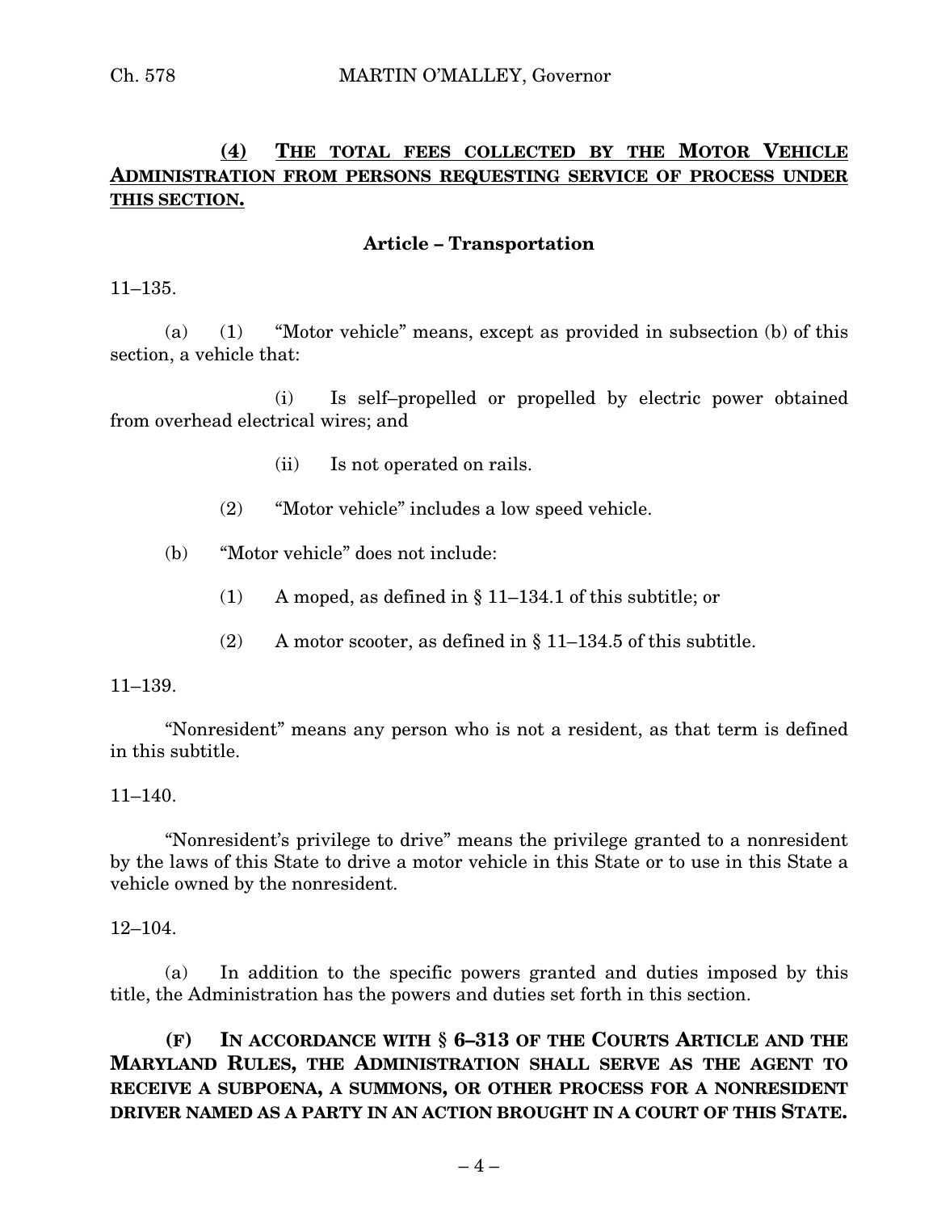**(4)** **THE TOTAL FEES COLLECTED BY THE MOTOR VEHICLE ADMINISTRATION FROM PERSONS REQUESTING SERVICE OF PROCESS UNDER THIS SECTION.**

**Article – Transportation**

11–135.

(a) (1) "Motor vehicle" means, except as provided in subsection (b) of this section, a vehicle that:

(i) Is self–propelled or propelled by electric power obtained from overhead electrical wires; and

(ii) Is not operated on rails.

(2) "Motor vehicle" includes a low speed vehicle.

(b) "Motor vehicle" does not include:

(1) A moped, as defined in § 11–134.1 of this subtitle; or

(2) A motor scooter, as defined in § 11–134.5 of this subtitle.

11–139.

"Nonresident" means any person who is not a resident, as that term is defined in this subtitle.

11–140.

"Nonresident's privilege to drive" means the privilege granted to a nonresident by the laws of this State to drive a motor vehicle in this State or to use in this State a vehicle owned by the nonresident.

12–104.

(a) In addition to the specific powers granted and duties imposed by this title, the Administration has the powers and duties set forth in this section.

**(F) IN ACCORDANCE WITH § 6–313 OF THE COURTS ARTICLE AND THE MARYLAND RULES, THE ADMINISTRATION SHALL SERVE AS THE AGENT TO RECEIVE A SUBPOENA, A SUMMONS, OR OTHER PROCESS FOR A NONRESIDENT DRIVER NAMED AS A PARTY IN AN ACTION BROUGHT IN A COURT OF THIS STATE.**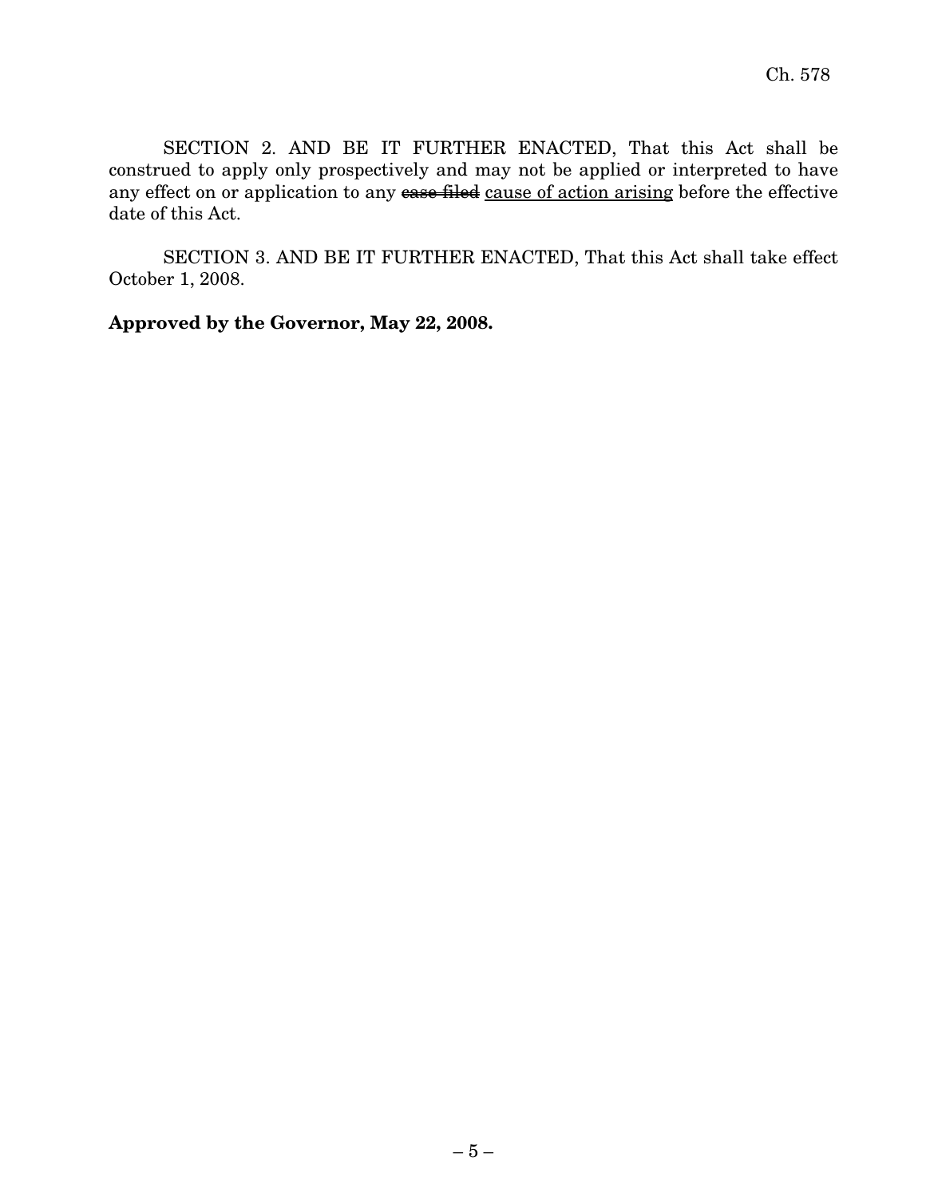SECTION 2. AND BE IT FURTHER ENACTED, That this Act shall be construed to apply only prospectively and may not be applied or interpreted to have any effect on or application to any ~~case filed~~ <u>cause of action arising</u> before the effective date of this Act.

SECTION 3. AND BE IT FURTHER ENACTED, That this Act shall take effect October 1, 2008.

**Approved by the Governor, May 22, 2008.**